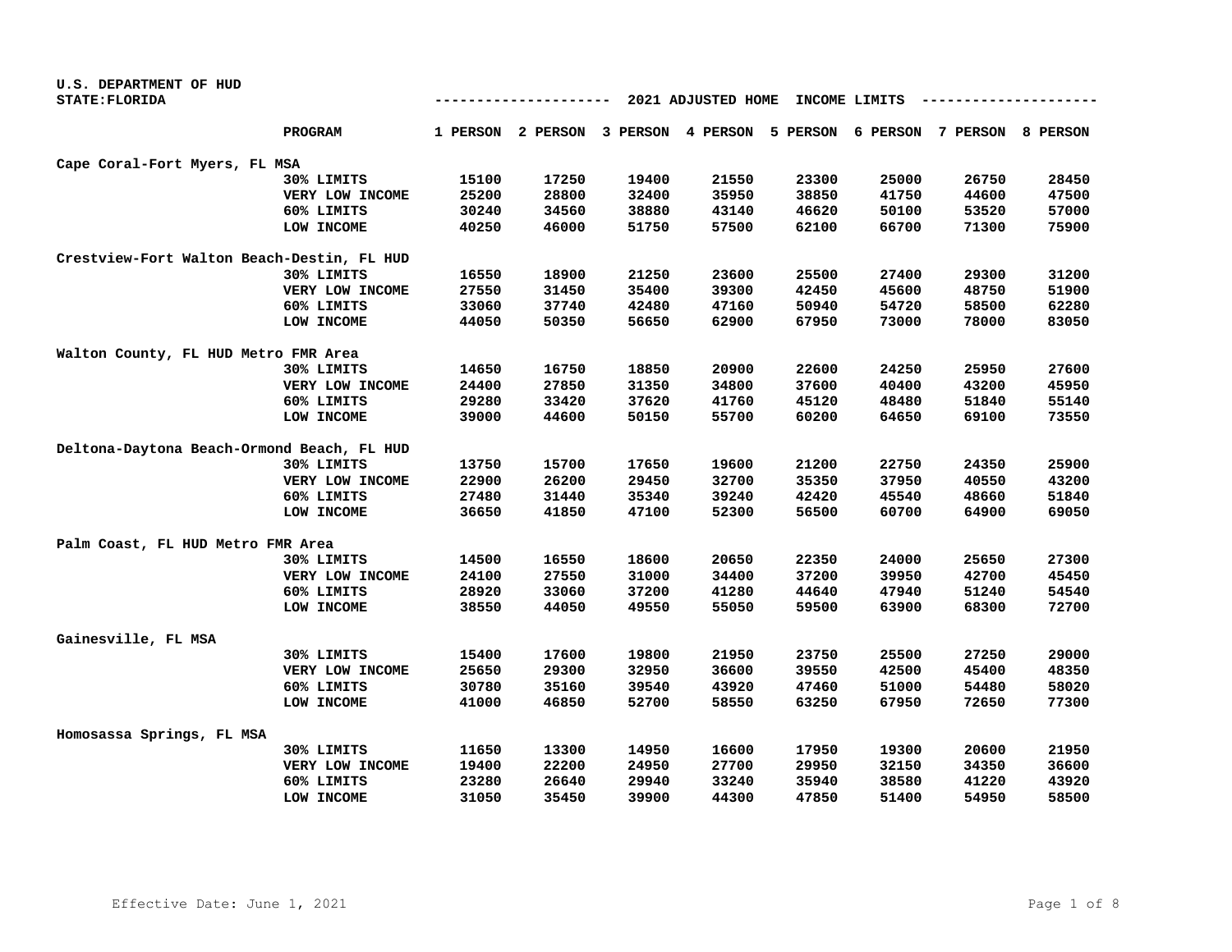U.S. DEPARTMENT OF HUD
STATE:FLORIDA

## 2021 ADJUSTED HOME INCOME LIMITS

| | PROGRAM | 1 PERSON | 2 PERSON | 3 PERSON | 4 PERSON | 5 PERSON | 6 PERSON | 7 PERSON | 8 PERSON |
|---|---|---|---|---|---|---|---|---|---|
| Cape Coral-Fort Myers, FL MSA | | | | | | | | | |
| | 30% LIMITS | 15100 | 17250 | 19400 | 21550 | 23300 | 25000 | 26750 | 28450 |
| | VERY LOW INCOME | 25200 | 28800 | 32400 | 35950 | 38850 | 41750 | 44600 | 47500 |
| | 60% LIMITS | 30240 | 34560 | 38880 | 43140 | 46620 | 50100 | 53520 | 57000 |
| | LOW INCOME | 40250 | 46000 | 51750 | 57500 | 62100 | 66700 | 71300 | 75900 |
| Crestview-Fort Walton Beach-Destin, FL HUD | | | | | | | | | |
| | 30% LIMITS | 16550 | 18900 | 21250 | 23600 | 25500 | 27400 | 29300 | 31200 |
| | VERY LOW INCOME | 27550 | 31450 | 35400 | 39300 | 42450 | 45600 | 48750 | 51900 |
| | 60% LIMITS | 33060 | 37740 | 42480 | 47160 | 50940 | 54720 | 58500 | 62280 |
| | LOW INCOME | 44050 | 50350 | 56650 | 62900 | 67950 | 73000 | 78000 | 83050 |
| Walton County, FL HUD Metro FMR Area | | | | | | | | | |
| | 30% LIMITS | 14650 | 16750 | 18850 | 20900 | 22600 | 24250 | 25950 | 27600 |
| | VERY LOW INCOME | 24400 | 27850 | 31350 | 34800 | 37600 | 40400 | 43200 | 45950 |
| | 60% LIMITS | 29280 | 33420 | 37620 | 41760 | 45120 | 48480 | 51840 | 55140 |
| | LOW INCOME | 39000 | 44600 | 50150 | 55700 | 60200 | 64650 | 69100 | 73550 |
| Deltona-Daytona Beach-Ormond Beach, FL HUD | | | | | | | | | |
| | 30% LIMITS | 13750 | 15700 | 17650 | 19600 | 21200 | 22750 | 24350 | 25900 |
| | VERY LOW INCOME | 22900 | 26200 | 29450 | 32700 | 35350 | 37950 | 40550 | 43200 |
| | 60% LIMITS | 27480 | 31440 | 35340 | 39240 | 42420 | 45540 | 48660 | 51840 |
| | LOW INCOME | 36650 | 41850 | 47100 | 52300 | 56500 | 60700 | 64900 | 69050 |
| Palm Coast, FL HUD Metro FMR Area | | | | | | | | | |
| | 30% LIMITS | 14500 | 16550 | 18600 | 20650 | 22350 | 24000 | 25650 | 27300 |
| | VERY LOW INCOME | 24100 | 27550 | 31000 | 34400 | 37200 | 39950 | 42700 | 45450 |
| | 60% LIMITS | 28920 | 33060 | 37200 | 41280 | 44640 | 47940 | 51240 | 54540 |
| | LOW INCOME | 38550 | 44050 | 49550 | 55050 | 59500 | 63900 | 68300 | 72700 |
| Gainesville, FL MSA | | | | | | | | | |
| | 30% LIMITS | 15400 | 17600 | 19800 | 21950 | 23750 | 25500 | 27250 | 29000 |
| | VERY LOW INCOME | 25650 | 29300 | 32950 | 36600 | 39550 | 42500 | 45400 | 48350 |
| | 60% LIMITS | 30780 | 35160 | 39540 | 43920 | 47460 | 51000 | 54480 | 58020 |
| | LOW INCOME | 41000 | 46850 | 52700 | 58550 | 63250 | 67950 | 72650 | 77300 |
| Homosassa Springs, FL MSA | | | | | | | | | |
| | 30% LIMITS | 11650 | 13300 | 14950 | 16600 | 17950 | 19300 | 20600 | 21950 |
| | VERY LOW INCOME | 19400 | 22200 | 24950 | 27700 | 29950 | 32150 | 34350 | 36600 |
| | 60% LIMITS | 23280 | 26640 | 29940 | 33240 | 35940 | 38580 | 41220 | 43920 |
| | LOW INCOME | 31050 | 35450 | 39900 | 44300 | 47850 | 51400 | 54950 | 58500 |

Effective Date: June 1, 2021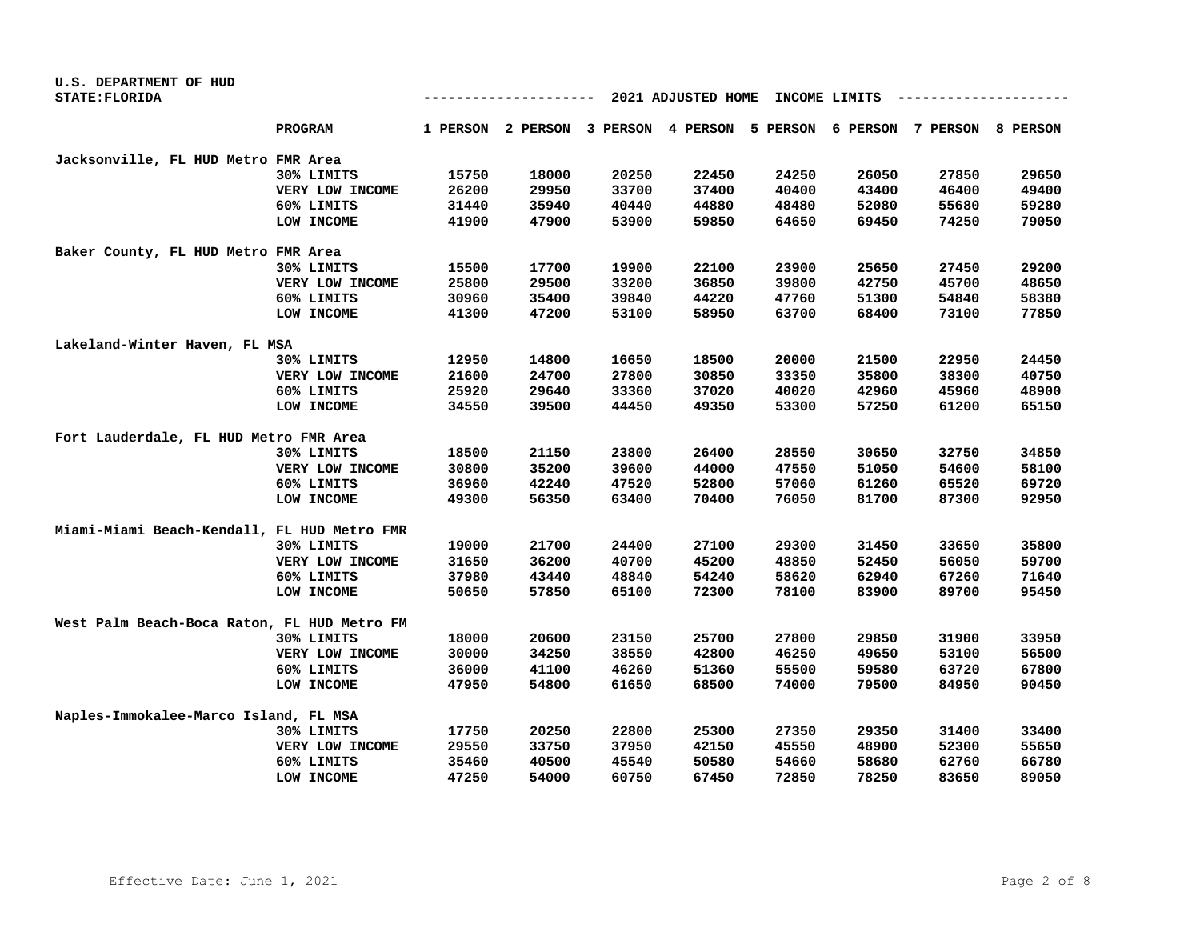U.S. DEPARTMENT OF HUD
STATE:FLORIDA

2021 ADJUSTED HOME INCOME LIMITS

| | PROGRAM | 1 PERSON | 2 PERSON | 3 PERSON | 4 PERSON | 5 PERSON | 6 PERSON | 7 PERSON | 8 PERSON |
|---|---|---|---|---|---|---|---|---|---|
| **Jacksonville, FL HUD Metro FMR Area** | | | | | | | | | |
| | 30% LIMITS | 15750 | 18000 | 20250 | 22450 | 24250 | 26050 | 27850 | 29650 |
| | VERY LOW INCOME | 26200 | 29950 | 33700 | 37400 | 40400 | 43400 | 46400 | 49400 |
| | 60% LIMITS | 31440 | 35940 | 40440 | 44880 | 48480 | 52080 | 55680 | 59280 |
| | LOW INCOME | 41900 | 47900 | 53900 | 59850 | 64650 | 69450 | 74250 | 79050 |
| **Baker County, FL HUD Metro FMR Area** | | | | | | | | | |
| | 30% LIMITS | 15500 | 17700 | 19900 | 22100 | 23900 | 25650 | 27450 | 29200 |
| | VERY LOW INCOME | 25800 | 29500 | 33200 | 36850 | 39800 | 42750 | 45700 | 48650 |
| | 60% LIMITS | 30960 | 35400 | 39840 | 44220 | 47760 | 51300 | 54840 | 58380 |
| | LOW INCOME | 41300 | 47200 | 53100 | 58950 | 63700 | 68400 | 73100 | 77850 |
| **Lakeland-Winter Haven, FL MSA** | | | | | | | | | |
| | 30% LIMITS | 12950 | 14800 | 16650 | 18500 | 20000 | 21500 | 22950 | 24450 |
| | VERY LOW INCOME | 21600 | 24700 | 27800 | 30850 | 33350 | 35800 | 38300 | 40750 |
| | 60% LIMITS | 25920 | 29640 | 33360 | 37020 | 40020 | 42960 | 45960 | 48900 |
| | LOW INCOME | 34550 | 39500 | 44450 | 49350 | 53300 | 57250 | 61200 | 65150 |
| **Fort Lauderdale, FL HUD Metro FMR Area** | | | | | | | | | |
| | 30% LIMITS | 18500 | 21150 | 23800 | 26400 | 28550 | 30650 | 32750 | 34850 |
| | VERY LOW INCOME | 30800 | 35200 | 39600 | 44000 | 47550 | 51050 | 54600 | 58100 |
| | 60% LIMITS | 36960 | 42240 | 47520 | 52800 | 57060 | 61260 | 65520 | 69720 |
| | LOW INCOME | 49300 | 56350 | 63400 | 70400 | 76050 | 81700 | 87300 | 92950 |
| **Miami-Miami Beach-Kendall, FL HUD Metro FMR** | | | | | | | | | |
| | 30% LIMITS | 19000 | 21700 | 24400 | 27100 | 29300 | 31450 | 33650 | 35800 |
| | VERY LOW INCOME | 31650 | 36200 | 40700 | 45200 | 48850 | 52450 | 56050 | 59700 |
| | 60% LIMITS | 37980 | 43440 | 48840 | 54240 | 58620 | 62940 | 67260 | 71640 |
| | LOW INCOME | 50650 | 57850 | 65100 | 72300 | 78100 | 83900 | 89700 | 95450 |
| **West Palm Beach-Boca Raton, FL HUD Metro FM** | | | | | | | | | |
| | 30% LIMITS | 18000 | 20600 | 23150 | 25700 | 27800 | 29850 | 31900 | 33950 |
| | VERY LOW INCOME | 30000 | 34250 | 38550 | 42800 | 46250 | 49650 | 53100 | 56500 |
| | 60% LIMITS | 36000 | 41100 | 46260 | 51360 | 55500 | 59580 | 63720 | 67800 |
| | LOW INCOME | 47950 | 54800 | 61650 | 68500 | 74000 | 79500 | 84950 | 90450 |
| **Naples-Immokalee-Marco Island, FL MSA** | | | | | | | | | |
| | 30% LIMITS | 17750 | 20250 | 22800 | 25300 | 27350 | 29350 | 31400 | 33400 |
| | VERY LOW INCOME | 29550 | 33750 | 37950 | 42150 | 45550 | 48900 | 52300 | 55650 |
| | 60% LIMITS | 35460 | 40500 | 45540 | 50580 | 54660 | 58680 | 62760 | 66780 |
| | LOW INCOME | 47250 | 54000 | 60750 | 67450 | 72850 | 78250 | 83650 | 89050 |

Effective Date: June 1, 2021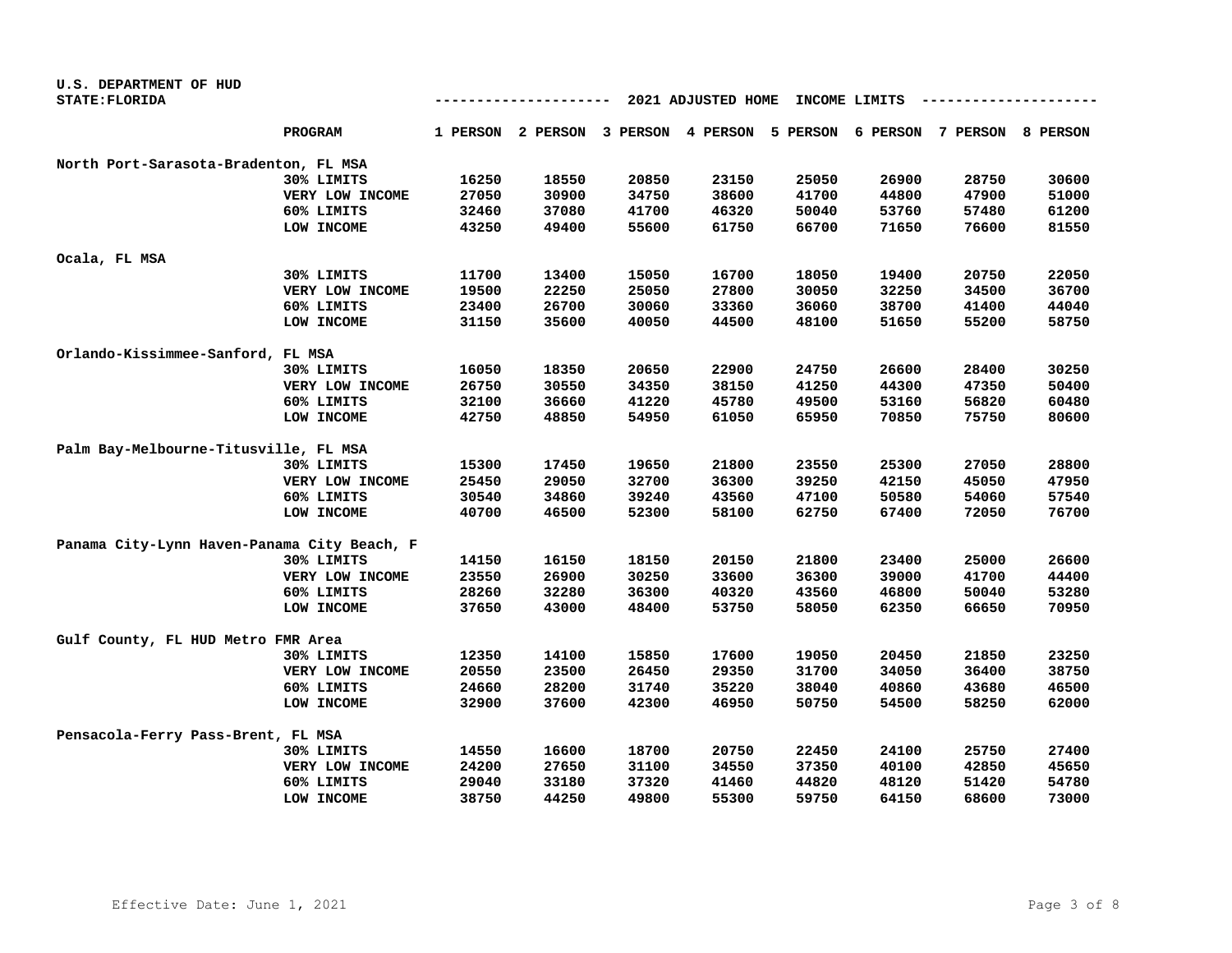U.S. DEPARTMENT OF HUD
STATE:FLORIDA

## 2021 ADJUSTED HOME INCOME LIMITS

| | PROGRAM | 1 PERSON | 2 PERSON | 3 PERSON | 4 PERSON | 5 PERSON | 6 PERSON | 7 PERSON | 8 PERSON |
|---|---|---|---|---|---|---|---|---|---|
| North Port-Sarasota-Bradenton, FL MSA | | | | | | | | | |
| | 30% LIMITS | 16250 | 18550 | 20850 | 23150 | 25050 | 26900 | 28750 | 30600 |
| | VERY LOW INCOME | 27050 | 30900 | 34750 | 38600 | 41700 | 44800 | 47900 | 51000 |
| | 60% LIMITS | 32460 | 37080 | 41700 | 46320 | 50040 | 53760 | 57480 | 61200 |
| | LOW INCOME | 43250 | 49400 | 55600 | 61750 | 66700 | 71650 | 76600 | 81550 |
| Ocala, FL MSA | | | | | | | | | |
| | 30% LIMITS | 11700 | 13400 | 15050 | 16700 | 18050 | 19400 | 20750 | 22050 |
| | VERY LOW INCOME | 19500 | 22250 | 25050 | 27800 | 30050 | 32250 | 34500 | 36700 |
| | 60% LIMITS | 23400 | 26700 | 30060 | 33360 | 36060 | 38700 | 41400 | 44040 |
| | LOW INCOME | 31150 | 35600 | 40050 | 44500 | 48100 | 51650 | 55200 | 58750 |
| Orlando-Kissimmee-Sanford, FL MSA | | | | | | | | | |
| | 30% LIMITS | 16050 | 18350 | 20650 | 22900 | 24750 | 26600 | 28400 | 30250 |
| | VERY LOW INCOME | 26750 | 30550 | 34350 | 38150 | 41250 | 44300 | 47350 | 50400 |
| | 60% LIMITS | 32100 | 36660 | 41220 | 45780 | 49500 | 53160 | 56820 | 60480 |
| | LOW INCOME | 42750 | 48850 | 54950 | 61050 | 65950 | 70850 | 75750 | 80600 |
| Palm Bay-Melbourne-Titusville, FL MSA | | | | | | | | | |
| | 30% LIMITS | 15300 | 17450 | 19650 | 21800 | 23550 | 25300 | 27050 | 28800 |
| | VERY LOW INCOME | 25450 | 29050 | 32700 | 36300 | 39250 | 42150 | 45050 | 47950 |
| | 60% LIMITS | 30540 | 34860 | 39240 | 43560 | 47100 | 50580 | 54060 | 57540 |
| | LOW INCOME | 40700 | 46500 | 52300 | 58100 | 62750 | 67400 | 72050 | 76700 |
| Panama City-Lynn Haven-Panama City Beach, F | | | | | | | | | |
| | 30% LIMITS | 14150 | 16150 | 18150 | 20150 | 21800 | 23400 | 25000 | 26600 |
| | VERY LOW INCOME | 23550 | 26900 | 30250 | 33600 | 36300 | 39000 | 41700 | 44400 |
| | 60% LIMITS | 28260 | 32280 | 36300 | 40320 | 43560 | 46800 | 50040 | 53280 |
| | LOW INCOME | 37650 | 43000 | 48400 | 53750 | 58050 | 62350 | 66650 | 70950 |
| Gulf County, FL HUD Metro FMR Area | | | | | | | | | |
| | 30% LIMITS | 12350 | 14100 | 15850 | 17600 | 19050 | 20450 | 21850 | 23250 |
| | VERY LOW INCOME | 20550 | 23500 | 26450 | 29350 | 31700 | 34050 | 36400 | 38750 |
| | 60% LIMITS | 24660 | 28200 | 31740 | 35220 | 38040 | 40860 | 43680 | 46500 |
| | LOW INCOME | 32900 | 37600 | 42300 | 46950 | 50750 | 54500 | 58250 | 62000 |
| Pensacola-Ferry Pass-Brent, FL MSA | | | | | | | | | |
| | 30% LIMITS | 14550 | 16600 | 18700 | 20750 | 22450 | 24100 | 25750 | 27400 |
| | VERY LOW INCOME | 24200 | 27650 | 31100 | 34550 | 37350 | 40100 | 42850 | 45650 |
| | 60% LIMITS | 29040 | 33180 | 37320 | 41460 | 44820 | 48120 | 51420 | 54780 |
| | LOW INCOME | 38750 | 44250 | 49800 | 55300 | 59750 | 64150 | 68600 | 73000 |

Effective Date: June 1, 2021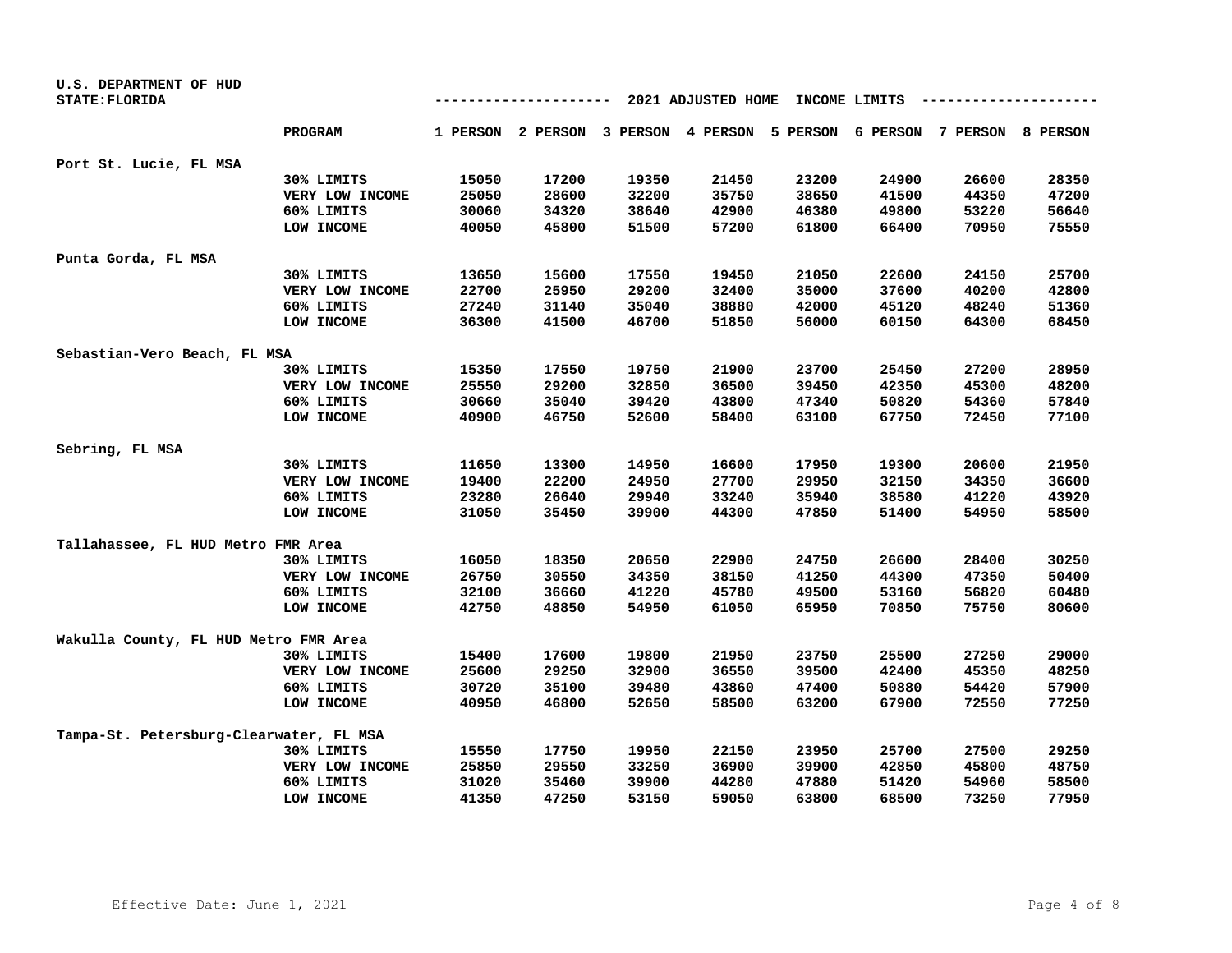U.S. DEPARTMENT OF HUD
STATE:FLORIDA

## 2021 ADJUSTED HOME INCOME LIMITS

| | PROGRAM | 1 PERSON | 2 PERSON | 3 PERSON | 4 PERSON | 5 PERSON | 6 PERSON | 7 PERSON | 8 PERSON |
|---|---|---|---|---|---|---|---|---|---|
| **Port St. Lucie, FL MSA** | | | | | | | | | |
| | 30% LIMITS | 15050 | 17200 | 19350 | 21450 | 23200 | 24900 | 26600 | 28350 |
| | VERY LOW INCOME | 25050 | 28600 | 32200 | 35750 | 38650 | 41500 | 44350 | 47200 |
| | 60% LIMITS | 30060 | 34320 | 38640 | 42900 | 46380 | 49800 | 53220 | 56640 |
| | LOW INCOME | 40050 | 45800 | 51500 | 57200 | 61800 | 66400 | 70950 | 75550 |
| **Punta Gorda, FL MSA** | | | | | | | | | |
| | 30% LIMITS | 13650 | 15600 | 17550 | 19450 | 21050 | 22600 | 24150 | 25700 |
| | VERY LOW INCOME | 22700 | 25950 | 29200 | 32400 | 35000 | 37600 | 40200 | 42800 |
| | 60% LIMITS | 27240 | 31140 | 35040 | 38880 | 42000 | 45120 | 48240 | 51360 |
| | LOW INCOME | 36300 | 41500 | 46700 | 51850 | 56000 | 60150 | 64300 | 68450 |
| **Sebastian-Vero Beach, FL MSA** | | | | | | | | | |
| | 30% LIMITS | 15350 | 17550 | 19750 | 21900 | 23700 | 25450 | 27200 | 28950 |
| | VERY LOW INCOME | 25550 | 29200 | 32850 | 36500 | 39450 | 42350 | 45300 | 48200 |
| | 60% LIMITS | 30660 | 35040 | 39420 | 43800 | 47340 | 50820 | 54360 | 57840 |
| | LOW INCOME | 40900 | 46750 | 52600 | 58400 | 63100 | 67750 | 72450 | 77100 |
| **Sebring, FL MSA** | | | | | | | | | |
| | 30% LIMITS | 11650 | 13300 | 14950 | 16600 | 17950 | 19300 | 20600 | 21950 |
| | VERY LOW INCOME | 19400 | 22200 | 24950 | 27700 | 29950 | 32150 | 34350 | 36600 |
| | 60% LIMITS | 23280 | 26640 | 29940 | 33240 | 35940 | 38580 | 41220 | 43920 |
| | LOW INCOME | 31050 | 35450 | 39900 | 44300 | 47850 | 51400 | 54950 | 58500 |
| **Tallahassee, FL HUD Metro FMR Area** | | | | | | | | | |
| | 30% LIMITS | 16050 | 18350 | 20650 | 22900 | 24750 | 26600 | 28400 | 30250 |
| | VERY LOW INCOME | 26750 | 30550 | 34350 | 38150 | 41250 | 44300 | 47350 | 50400 |
| | 60% LIMITS | 32100 | 36660 | 41220 | 45780 | 49500 | 53160 | 56820 | 60480 |
| | LOW INCOME | 42750 | 48850 | 54950 | 61050 | 65950 | 70850 | 75750 | 80600 |
| **Wakulla County, FL HUD Metro FMR Area** | | | | | | | | | |
| | 30% LIMITS | 15400 | 17600 | 19800 | 21950 | 23750 | 25500 | 27250 | 29000 |
| | VERY LOW INCOME | 25600 | 29250 | 32900 | 36550 | 39500 | 42400 | 45350 | 48250 |
| | 60% LIMITS | 30720 | 35100 | 39480 | 43860 | 47400 | 50880 | 54420 | 57900 |
| | LOW INCOME | 40950 | 46800 | 52650 | 58500 | 63200 | 67900 | 72550 | 77250 |
| **Tampa-St. Petersburg-Clearwater, FL MSA** | | | | | | | | | |
| | 30% LIMITS | 15550 | 17750 | 19950 | 22150 | 23950 | 25700 | 27500 | 29250 |
| | VERY LOW INCOME | 25850 | 29550 | 33250 | 36900 | 39900 | 42850 | 45800 | 48750 |
| | 60% LIMITS | 31020 | 35460 | 39900 | 44280 | 47880 | 51420 | 54960 | 58500 |
| | LOW INCOME | 41350 | 47250 | 53150 | 59050 | 63800 | 68500 | 73250 | 77950 |

Effective Date: June 1, 2021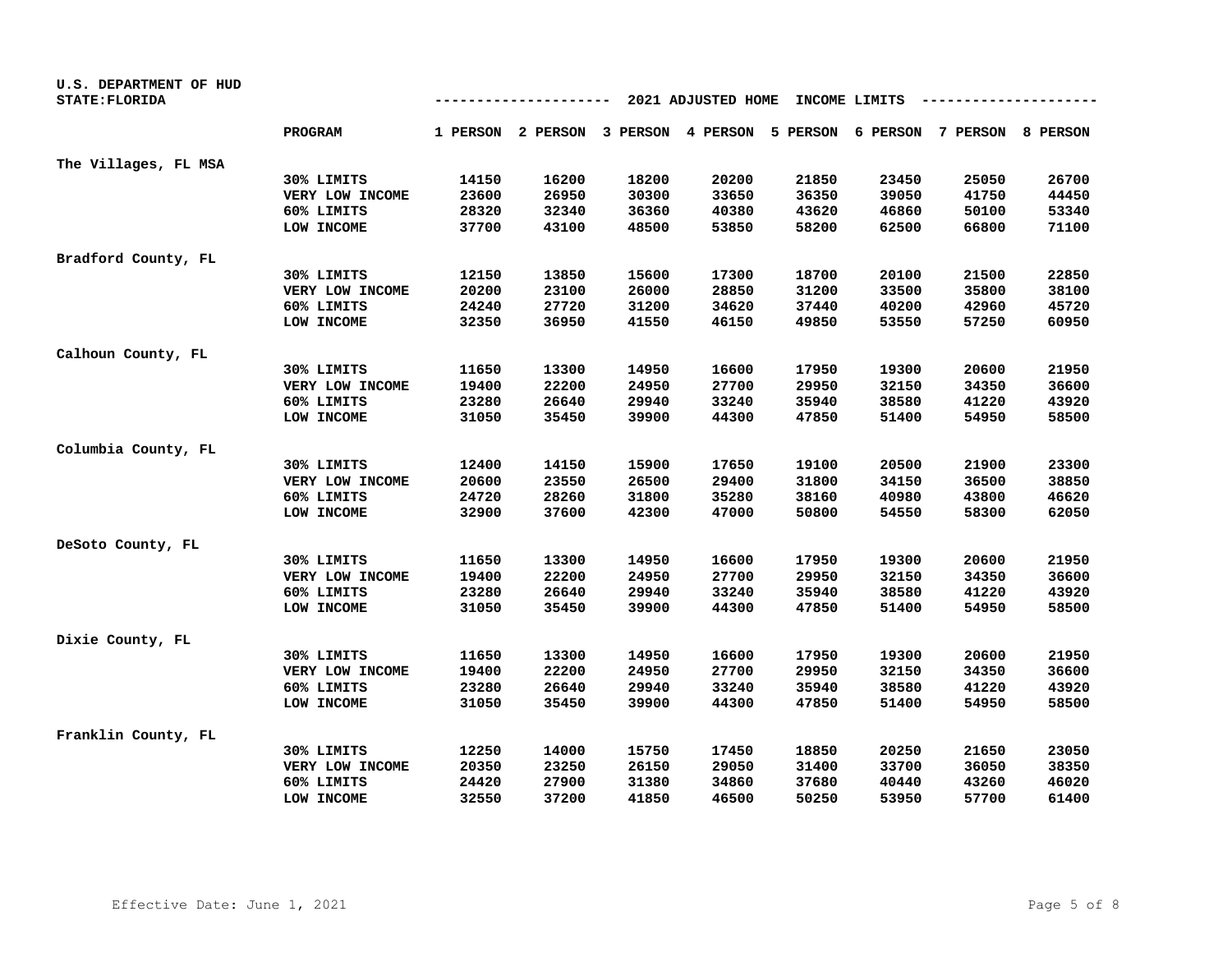U.S. DEPARTMENT OF HUD
STATE:FLORIDA

## 2021 ADJUSTED HOME INCOME LIMITS

| | PROGRAM | 1 PERSON | 2 PERSON | 3 PERSON | 4 PERSON | 5 PERSON | 6 PERSON | 7 PERSON | 8 PERSON |
|---|---|---|---|---|---|---|---|---|---|
| The Villages, FL MSA | | | | | | | | | |
| | 30% LIMITS | 14150 | 16200 | 18200 | 20200 | 21850 | 23450 | 25050 | 26700 |
| | VERY LOW INCOME | 23600 | 26950 | 30300 | 33650 | 36350 | 39050 | 41750 | 44450 |
| | 60% LIMITS | 28320 | 32340 | 36360 | 40380 | 43620 | 46860 | 50100 | 53340 |
| | LOW INCOME | 37700 | 43100 | 48500 | 53850 | 58200 | 62500 | 66800 | 71100 |
| Bradford County, FL | | | | | | | | | |
| | 30% LIMITS | 12150 | 13850 | 15600 | 17300 | 18700 | 20100 | 21500 | 22850 |
| | VERY LOW INCOME | 20200 | 23100 | 26000 | 28850 | 31200 | 33500 | 35800 | 38100 |
| | 60% LIMITS | 24240 | 27720 | 31200 | 34620 | 37440 | 40200 | 42960 | 45720 |
| | LOW INCOME | 32350 | 36950 | 41550 | 46150 | 49850 | 53550 | 57250 | 60950 |
| Calhoun County, FL | | | | | | | | | |
| | 30% LIMITS | 11650 | 13300 | 14950 | 16600 | 17950 | 19300 | 20600 | 21950 |
| | VERY LOW INCOME | 19400 | 22200 | 24950 | 27700 | 29950 | 32150 | 34350 | 36600 |
| | 60% LIMITS | 23280 | 26640 | 29940 | 33240 | 35940 | 38580 | 41220 | 43920 |
| | LOW INCOME | 31050 | 35450 | 39900 | 44300 | 47850 | 51400 | 54950 | 58500 |
| Columbia County, FL | | | | | | | | | |
| | 30% LIMITS | 12400 | 14150 | 15900 | 17650 | 19100 | 20500 | 21900 | 23300 |
| | VERY LOW INCOME | 20600 | 23550 | 26500 | 29400 | 31800 | 34150 | 36500 | 38850 |
| | 60% LIMITS | 24720 | 28260 | 31800 | 35280 | 38160 | 40980 | 43800 | 46620 |
| | LOW INCOME | 32900 | 37600 | 42300 | 47000 | 50800 | 54550 | 58300 | 62050 |
| DeSoto County, FL | | | | | | | | | |
| | 30% LIMITS | 11650 | 13300 | 14950 | 16600 | 17950 | 19300 | 20600 | 21950 |
| | VERY LOW INCOME | 19400 | 22200 | 24950 | 27700 | 29950 | 32150 | 34350 | 36600 |
| | 60% LIMITS | 23280 | 26640 | 29940 | 33240 | 35940 | 38580 | 41220 | 43920 |
| | LOW INCOME | 31050 | 35450 | 39900 | 44300 | 47850 | 51400 | 54950 | 58500 |
| Dixie County, FL | | | | | | | | | |
| | 30% LIMITS | 11650 | 13300 | 14950 | 16600 | 17950 | 19300 | 20600 | 21950 |
| | VERY LOW INCOME | 19400 | 22200 | 24950 | 27700 | 29950 | 32150 | 34350 | 36600 |
| | 60% LIMITS | 23280 | 26640 | 29940 | 33240 | 35940 | 38580 | 41220 | 43920 |
| | LOW INCOME | 31050 | 35450 | 39900 | 44300 | 47850 | 51400 | 54950 | 58500 |
| Franklin County, FL | | | | | | | | | |
| | 30% LIMITS | 12250 | 14000 | 15750 | 17450 | 18850 | 20250 | 21650 | 23050 |
| | VERY LOW INCOME | 20350 | 23250 | 26150 | 29050 | 31400 | 33700 | 36050 | 38350 |
| | 60% LIMITS | 24420 | 27900 | 31380 | 34860 | 37680 | 40440 | 43260 | 46020 |
| | LOW INCOME | 32550 | 37200 | 41850 | 46500 | 50250 | 53950 | 57700 | 61400 |

Effective Date: June 1, 2021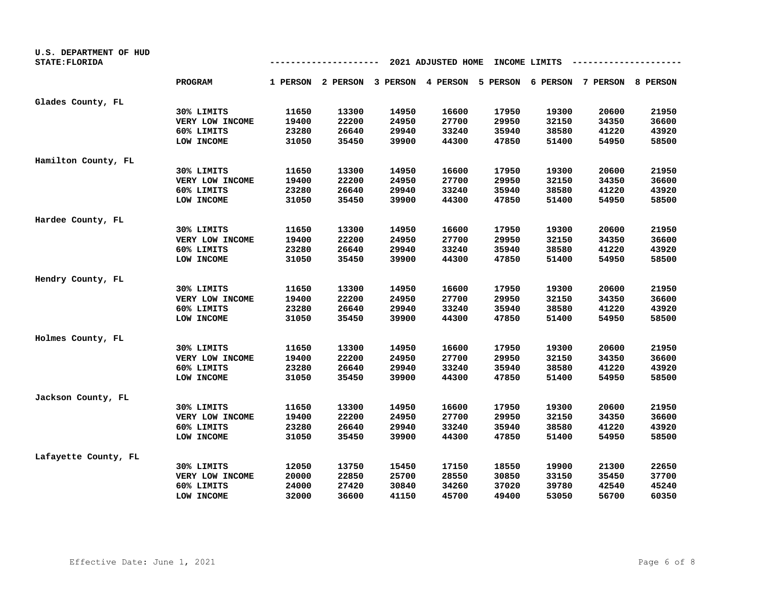U.S. DEPARTMENT OF HUD
STATE:FLORIDA

## 2021 ADJUSTED HOME INCOME LIMITS

| | PROGRAM | 1 PERSON | 2 PERSON | 3 PERSON | 4 PERSON | 5 PERSON | 6 PERSON | 7 PERSON | 8 PERSON |
|---|---|---|---|---|---|---|---|---|---|
| Glades County, FL | | | | | | | | | |
| | 30% LIMITS | 11650 | 13300 | 14950 | 16600 | 17950 | 19300 | 20600 | 21950 |
| | VERY LOW INCOME | 19400 | 22200 | 24950 | 27700 | 29950 | 32150 | 34350 | 36600 |
| | 60% LIMITS | 23280 | 26640 | 29940 | 33240 | 35940 | 38580 | 41220 | 43920 |
| | LOW INCOME | 31050 | 35450 | 39900 | 44300 | 47850 | 51400 | 54950 | 58500 |
| Hamilton County, FL | | | | | | | | | |
| | 30% LIMITS | 11650 | 13300 | 14950 | 16600 | 17950 | 19300 | 20600 | 21950 |
| | VERY LOW INCOME | 19400 | 22200 | 24950 | 27700 | 29950 | 32150 | 34350 | 36600 |
| | 60% LIMITS | 23280 | 26640 | 29940 | 33240 | 35940 | 38580 | 41220 | 43920 |
| | LOW INCOME | 31050 | 35450 | 39900 | 44300 | 47850 | 51400 | 54950 | 58500 |
| Hardee County, FL | | | | | | | | | |
| | 30% LIMITS | 11650 | 13300 | 14950 | 16600 | 17950 | 19300 | 20600 | 21950 |
| | VERY LOW INCOME | 19400 | 22200 | 24950 | 27700 | 29950 | 32150 | 34350 | 36600 |
| | 60% LIMITS | 23280 | 26640 | 29940 | 33240 | 35940 | 38580 | 41220 | 43920 |
| | LOW INCOME | 31050 | 35450 | 39900 | 44300 | 47850 | 51400 | 54950 | 58500 |
| Hendry County, FL | | | | | | | | | |
| | 30% LIMITS | 11650 | 13300 | 14950 | 16600 | 17950 | 19300 | 20600 | 21950 |
| | VERY LOW INCOME | 19400 | 22200 | 24950 | 27700 | 29950 | 32150 | 34350 | 36600 |
| | 60% LIMITS | 23280 | 26640 | 29940 | 33240 | 35940 | 38580 | 41220 | 43920 |
| | LOW INCOME | 31050 | 35450 | 39900 | 44300 | 47850 | 51400 | 54950 | 58500 |
| Holmes County, FL | | | | | | | | | |
| | 30% LIMITS | 11650 | 13300 | 14950 | 16600 | 17950 | 19300 | 20600 | 21950 |
| | VERY LOW INCOME | 19400 | 22200 | 24950 | 27700 | 29950 | 32150 | 34350 | 36600 |
| | 60% LIMITS | 23280 | 26640 | 29940 | 33240 | 35940 | 38580 | 41220 | 43920 |
| | LOW INCOME | 31050 | 35450 | 39900 | 44300 | 47850 | 51400 | 54950 | 58500 |
| Jackson County, FL | | | | | | | | | |
| | 30% LIMITS | 11650 | 13300 | 14950 | 16600 | 17950 | 19300 | 20600 | 21950 |
| | VERY LOW INCOME | 19400 | 22200 | 24950 | 27700 | 29950 | 32150 | 34350 | 36600 |
| | 60% LIMITS | 23280 | 26640 | 29940 | 33240 | 35940 | 38580 | 41220 | 43920 |
| | LOW INCOME | 31050 | 35450 | 39900 | 44300 | 47850 | 51400 | 54950 | 58500 |
| Lafayette County, FL | | | | | | | | | |
| | 30% LIMITS | 12050 | 13750 | 15450 | 17150 | 18550 | 19900 | 21300 | 22650 |
| | VERY LOW INCOME | 20000 | 22850 | 25700 | 28550 | 30850 | 33150 | 35450 | 37700 |
| | 60% LIMITS | 24000 | 27420 | 30840 | 34260 | 37020 | 39780 | 42540 | 45240 |
| | LOW INCOME | 32000 | 36600 | 41150 | 45700 | 49400 | 53050 | 56700 | 60350 |

Effective Date: June 1, 2021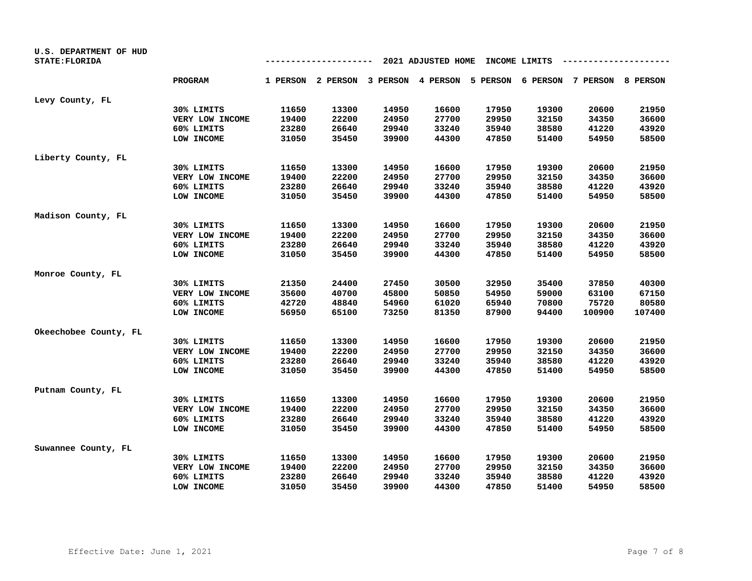U.S. DEPARTMENT OF HUD
STATE: FLORIDA

## 2021 ADJUSTED HOME INCOME LIMITS

| | PROGRAM | 1 PERSON | 2 PERSON | 3 PERSON | 4 PERSON | 5 PERSON | 6 PERSON | 7 PERSON | 8 PERSON |
|---|---|---|---|---|---|---|---|---|---|
| Levy County, FL | | | | | | | | | |
| | 30% LIMITS | 11650 | 13300 | 14950 | 16600 | 17950 | 19300 | 20600 | 21950 |
| | VERY LOW INCOME | 19400 | 22200 | 24950 | 27700 | 29950 | 32150 | 34350 | 36600 |
| | 60% LIMITS | 23280 | 26640 | 29940 | 33240 | 35940 | 38580 | 41220 | 43920 |
| | LOW INCOME | 31050 | 35450 | 39900 | 44300 | 47850 | 51400 | 54950 | 58500 |
| Liberty County, FL | | | | | | | | | |
| | 30% LIMITS | 11650 | 13300 | 14950 | 16600 | 17950 | 19300 | 20600 | 21950 |
| | VERY LOW INCOME | 19400 | 22200 | 24950 | 27700 | 29950 | 32150 | 34350 | 36600 |
| | 60% LIMITS | 23280 | 26640 | 29940 | 33240 | 35940 | 38580 | 41220 | 43920 |
| | LOW INCOME | 31050 | 35450 | 39900 | 44300 | 47850 | 51400 | 54950 | 58500 |
| Madison County, FL | | | | | | | | | |
| | 30% LIMITS | 11650 | 13300 | 14950 | 16600 | 17950 | 19300 | 20600 | 21950 |
| | VERY LOW INCOME | 19400 | 22200 | 24950 | 27700 | 29950 | 32150 | 34350 | 36600 |
| | 60% LIMITS | 23280 | 26640 | 29940 | 33240 | 35940 | 38580 | 41220 | 43920 |
| | LOW INCOME | 31050 | 35450 | 39900 | 44300 | 47850 | 51400 | 54950 | 58500 |
| Monroe County, FL | | | | | | | | | |
| | 30% LIMITS | 21350 | 24400 | 27450 | 30500 | 32950 | 35400 | 37850 | 40300 |
| | VERY LOW INCOME | 35600 | 40700 | 45800 | 50850 | 54950 | 59000 | 63100 | 67150 |
| | 60% LIMITS | 42720 | 48840 | 54960 | 61020 | 65940 | 70800 | 75720 | 80580 |
| | LOW INCOME | 56950 | 65100 | 73250 | 81350 | 87900 | 94400 | 100900 | 107400 |
| Okeechobee County, FL | | | | | | | | | |
| | 30% LIMITS | 11650 | 13300 | 14950 | 16600 | 17950 | 19300 | 20600 | 21950 |
| | VERY LOW INCOME | 19400 | 22200 | 24950 | 27700 | 29950 | 32150 | 34350 | 36600 |
| | 60% LIMITS | 23280 | 26640 | 29940 | 33240 | 35940 | 38580 | 41220 | 43920 |
| | LOW INCOME | 31050 | 35450 | 39900 | 44300 | 47850 | 51400 | 54950 | 58500 |
| Putnam County, FL | | | | | | | | | |
| | 30% LIMITS | 11650 | 13300 | 14950 | 16600 | 17950 | 19300 | 20600 | 21950 |
| | VERY LOW INCOME | 19400 | 22200 | 24950 | 27700 | 29950 | 32150 | 34350 | 36600 |
| | 60% LIMITS | 23280 | 26640 | 29940 | 33240 | 35940 | 38580 | 41220 | 43920 |
| | LOW INCOME | 31050 | 35450 | 39900 | 44300 | 47850 | 51400 | 54950 | 58500 |
| Suwannee County, FL | | | | | | | | | |
| | 30% LIMITS | 11650 | 13300 | 14950 | 16600 | 17950 | 19300 | 20600 | 21950 |
| | VERY LOW INCOME | 19400 | 22200 | 24950 | 27700 | 29950 | 32150 | 34350 | 36600 |
| | 60% LIMITS | 23280 | 26640 | 29940 | 33240 | 35940 | 38580 | 41220 | 43920 |
| | LOW INCOME | 31050 | 35450 | 39900 | 44300 | 47850 | 51400 | 54950 | 58500 |

Effective Date: June 1, 2021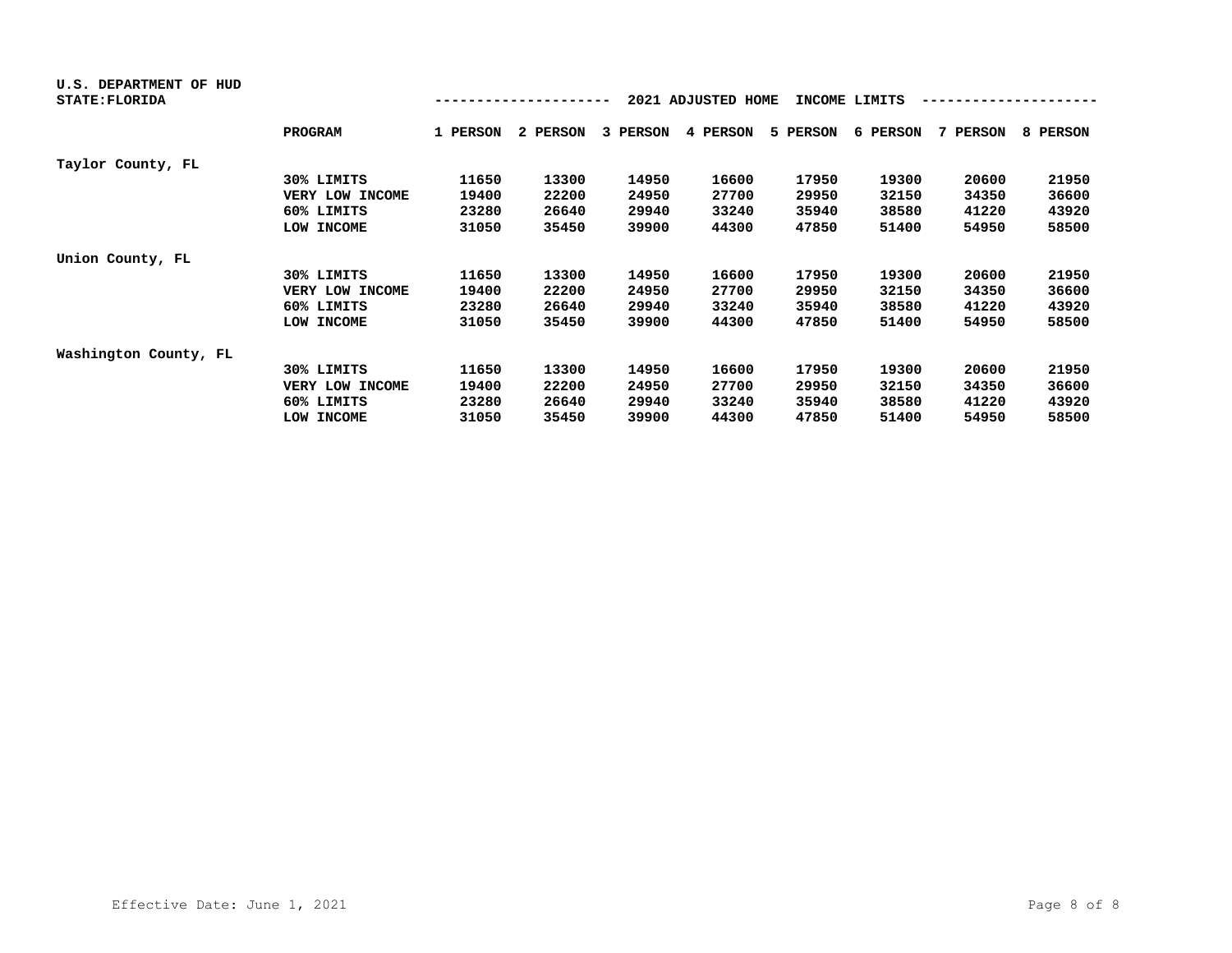U.S. DEPARTMENT OF HUD
STATE:FLORIDA

## 2021 ADJUSTED HOME INCOME LIMITS

| | PROGRAM | 1 PERSON | 2 PERSON | 3 PERSON | 4 PERSON | 5 PERSON | 6 PERSON | 7 PERSON | 8 PERSON |
|---|---|---|---|---|---|---|---|---|---|
| Taylor County, FL | | | | | | | | | |
| | 30% LIMITS | 11650 | 13300 | 14950 | 16600 | 17950 | 19300 | 20600 | 21950 |
| | VERY LOW INCOME | 19400 | 22200 | 24950 | 27700 | 29950 | 32150 | 34350 | 36600 |
| | 60% LIMITS | 23280 | 26640 | 29940 | 33240 | 35940 | 38580 | 41220 | 43920 |
| | LOW INCOME | 31050 | 35450 | 39900 | 44300 | 47850 | 51400 | 54950 | 58500 |
| Union County, FL | | | | | | | | | |
| | 30% LIMITS | 11650 | 13300 | 14950 | 16600 | 17950 | 19300 | 20600 | 21950 |
| | VERY LOW INCOME | 19400 | 22200 | 24950 | 27700 | 29950 | 32150 | 34350 | 36600 |
| | 60% LIMITS | 23280 | 26640 | 29940 | 33240 | 35940 | 38580 | 41220 | 43920 |
| | LOW INCOME | 31050 | 35450 | 39900 | 44300 | 47850 | 51400 | 54950 | 58500 |
| Washington County, FL | | | | | | | | | |
| | 30% LIMITS | 11650 | 13300 | 14950 | 16600 | 17950 | 19300 | 20600 | 21950 |
| | VERY LOW INCOME | 19400 | 22200 | 24950 | 27700 | 29950 | 32150 | 34350 | 36600 |
| | 60% LIMITS | 23280 | 26640 | 29940 | 33240 | 35940 | 38580 | 41220 | 43920 |
| | LOW INCOME | 31050 | 35450 | 39900 | 44300 | 47850 | 51400 | 54950 | 58500 |

Effective Date: June 1, 2021